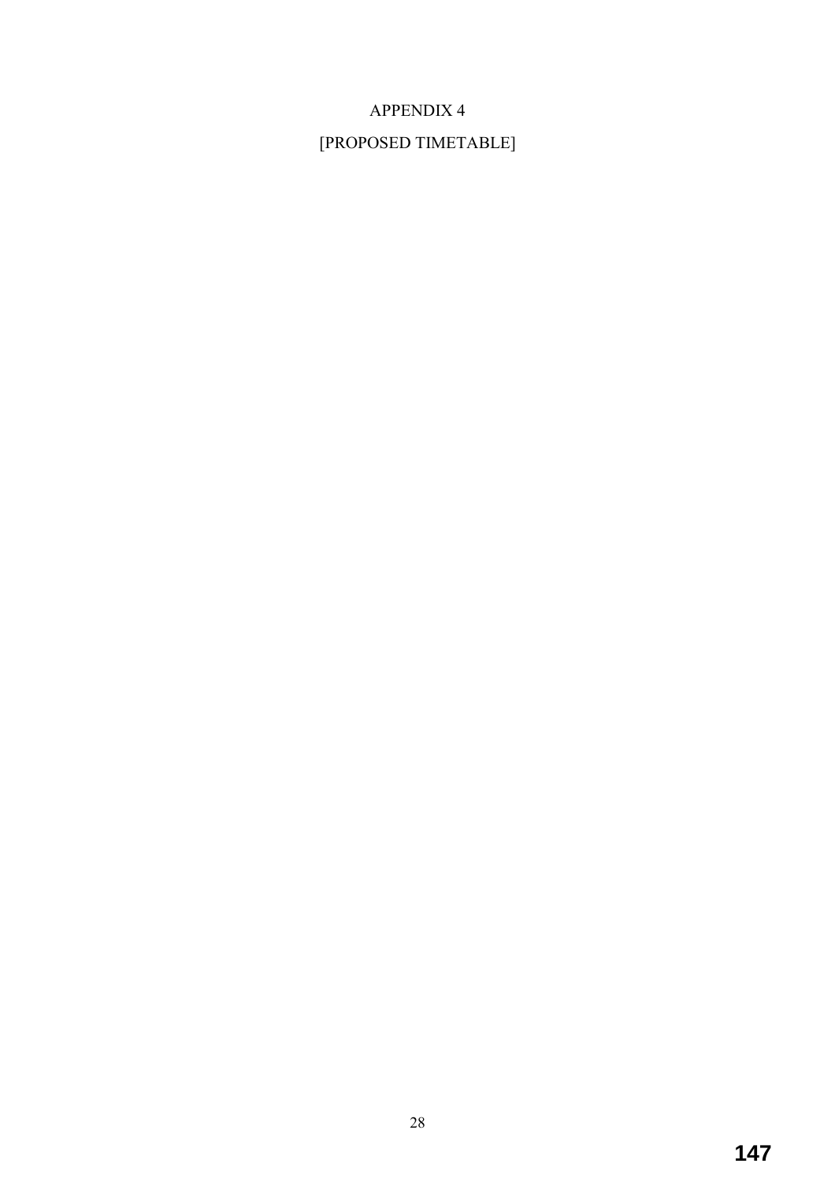# APPENDIX 4

## [PROPOSED TIMETABLE]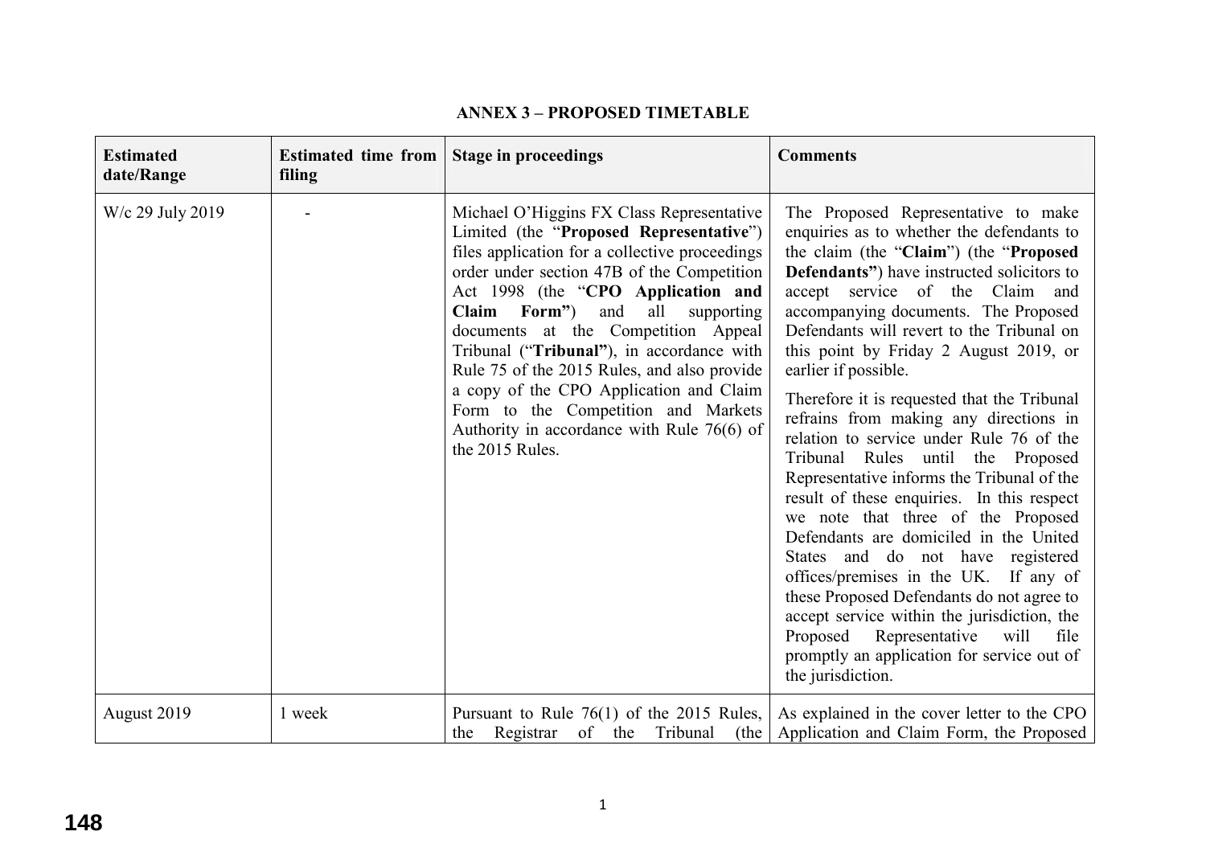## ANNEX 3 – PROPOSED TIMETABLE

| Estimated date/Range | Estimated time from filing | Stage in proceedings | Comments |
|---|---|---|---|
| W/c 29 July 2019 | - | Michael O'Higgins FX Class Representative Limited (the "**Proposed Representative**") files application for a collective proceedings order under section 47B of the Competition Act 1998 (the "**CPO Application and Claim Form**") and all supporting documents at the Competition Appeal Tribunal ("**Tribunal**"), in accordance with Rule 75 of the 2015 Rules, and also provide a copy of the CPO Application and Claim Form to the Competition and Markets Authority in accordance with Rule 76(6) of the 2015 Rules. | The Proposed Representative to make enquiries as to whether the defendants to the claim (the "**Claim**") (the "**Proposed Defendants**") have instructed solicitors to accept service of the Claim and accompanying documents. The Proposed Defendants will revert to the Tribunal on this point by Friday 2 August 2019, or earlier if possible.<br><br>Therefore it is requested that the Tribunal refrains from making any directions in relation to service under Rule 76 of the Tribunal Rules until the Proposed Representative informs the Tribunal of the result of these enquiries. In this respect we note that three of the Proposed Defendants are domiciled in the United States and do not have registered offices/premises in the UK. If any of these Proposed Defendants do not agree to accept service within the jurisdiction, the Proposed Representative will file promptly an application for service out of the jurisdiction. |
| August 2019 | 1 week | Pursuant to Rule 76(1) of the 2015 Rules, the Registrar of the Tribunal (the | As explained in the cover letter to the CPO Application and Claim Form, the Proposed |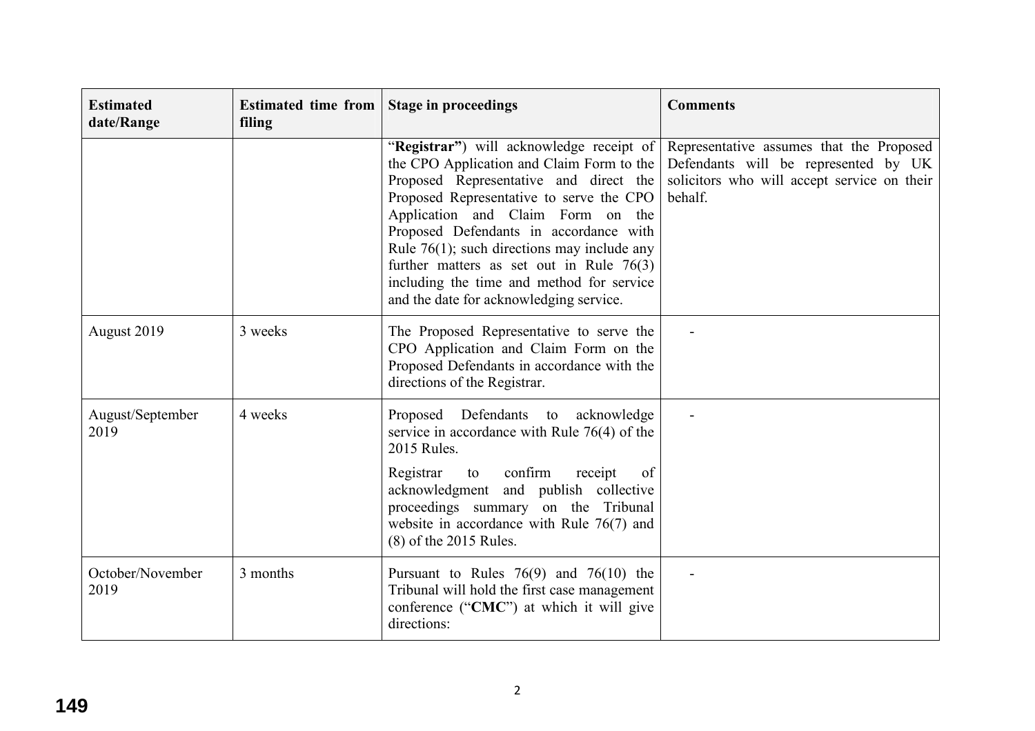| Estimated date/Range | Estimated time from filing | Stage in proceedings | Comments |
| --- | --- | --- | --- |
| | | "**Registrar"**) will acknowledge receipt of the CPO Application and Claim Form to the Proposed Representative and direct the Proposed Representative to serve the CPO Application and Claim Form on the Proposed Defendants in accordance with Rule 76(1); such directions may include any further matters as set out in Rule 76(3) including the time and method for service and the date for acknowledging service. | Representative assumes that the Proposed Defendants will be represented by UK solicitors who will accept service on their behalf. |
| August 2019 | 3 weeks | The Proposed Representative to serve the CPO Application and Claim Form on the Proposed Defendants in accordance with the directions of the Registrar. | - |
| August/September 2019 | 4 weeks | Proposed Defendants to acknowledge service in accordance with Rule 76(4) of the 2015 Rules.<br><br>Registrar to confirm receipt of acknowledgment and publish collective proceedings summary on the Tribunal website in accordance with Rule 76(7) and (8) of the 2015 Rules. | - |
| October/November 2019 | 3 months | Pursuant to Rules 76(9) and 76(10) the Tribunal will hold the first case management conference ("**CMC**") at which it will give directions: | - |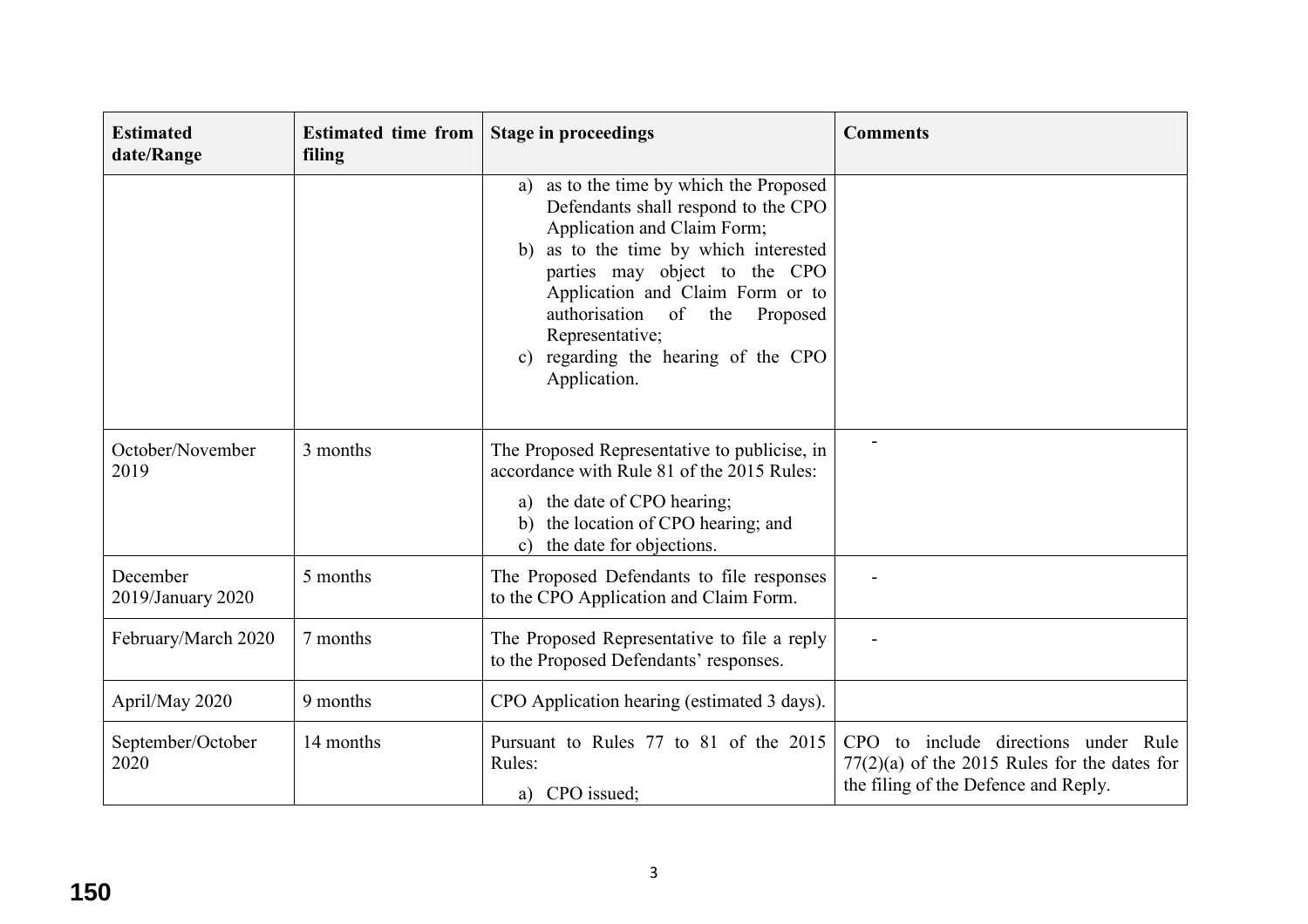| Estimated date/Range | Estimated time from filing | Stage in proceedings | Comments |
|---|---|---|---|
| | | a) as to the time by which the Proposed Defendants shall respond to the CPO Application and Claim Form;<br>b) as to the time by which interested parties may object to the CPO Application and Claim Form or to authorisation of the Proposed Representative;<br>c) regarding the hearing of the CPO Application. | |
| October/November 2019 | 3 months | The Proposed Representative to publicise, in accordance with Rule 81 of the 2015 Rules:<br>a) the date of CPO hearing;<br>b) the location of CPO hearing; and<br>c) the date for objections. | - |
| December 2019/January 2020 | 5 months | The Proposed Defendants to file responses to the CPO Application and Claim Form. | - |
| February/March 2020 | 7 months | The Proposed Representative to file a reply to the Proposed Defendants' responses. | - |
| April/May 2020 | 9 months | CPO Application hearing (estimated 3 days). | |
| September/October 2020 | 14 months | Pursuant to Rules 77 to 81 of the 2015 Rules:<br>a) CPO issued; | CPO to include directions under Rule 77(2)(a) of the 2015 Rules for the dates for the filing of the Defence and Reply. |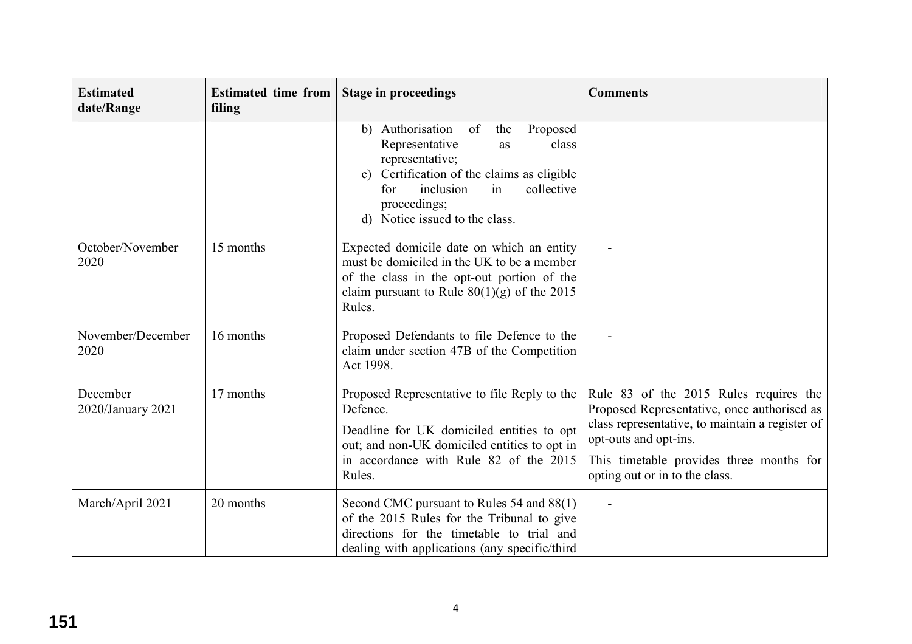| Estimated date/Range | Estimated time from filing | Stage in proceedings | Comments |
|---|---|---|---|
| | | b) Authorisation of the Proposed Representative as class representative;<br>c) Certification of the claims as eligible for inclusion in collective proceedings;<br>d) Notice issued to the class. | |
| October/November 2020 | 15 months | Expected domicile date on which an entity must be domiciled in the UK to be a member of the class in the opt-out portion of the claim pursuant to Rule 80(1)(g) of the 2015 Rules. | - |
| November/December 2020 | 16 months | Proposed Defendants to file Defence to the claim under section 47B of the Competition Act 1998. | - |
| December 2020/January 2021 | 17 months | Proposed Representative to file Reply to the Defence.<br>Deadline for UK domiciled entities to opt out; and non-UK domiciled entities to opt in in accordance with Rule 82 of the 2015 Rules. | Rule 83 of the 2015 Rules requires the Proposed Representative, once authorised as class representative, to maintain a register of opt-outs and opt-ins.<br>This timetable provides three months for opting out or in to the class. |
| March/April 2021 | 20 months | Second CMC pursuant to Rules 54 and 88(1) of the 2015 Rules for the Tribunal to give directions for the timetable to trial and dealing with applications (any specific/third | - |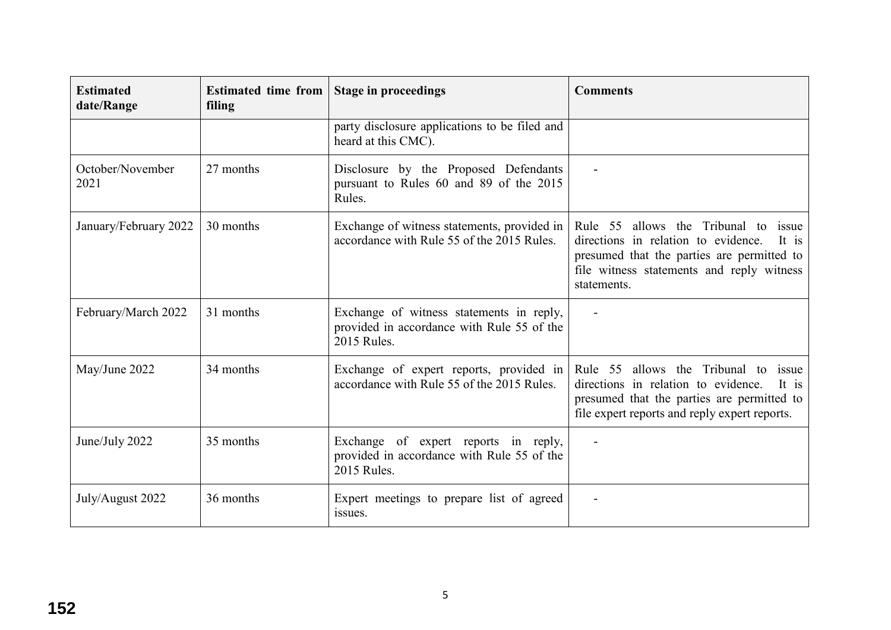| Estimated date/Range | Estimated time from filing | Stage in proceedings | Comments |
|---|---|---|---|
| | | party disclosure applications to be filed and heard at this CMC). | |
| October/November 2021 | 27 months | Disclosure by the Proposed Defendants pursuant to Rules 60 and 89 of the 2015 Rules. | - |
| January/February 2022 | 30 months | Exchange of witness statements, provided in accordance with Rule 55 of the 2015 Rules. | Rule 55 allows the Tribunal to issue directions in relation to evidence. It is presumed that the parties are permitted to file witness statements and reply witness statements. |
| February/March 2022 | 31 months | Exchange of witness statements in reply, provided in accordance with Rule 55 of the 2015 Rules. | - |
| May/June 2022 | 34 months | Exchange of expert reports, provided in accordance with Rule 55 of the 2015 Rules. | Rule 55 allows the Tribunal to issue directions in relation to evidence. It is presumed that the parties are permitted to file expert reports and reply expert reports. |
| June/July 2022 | 35 months | Exchange of expert reports in reply, provided in accordance with Rule 55 of the 2015 Rules. | - |
| July/August 2022 | 36 months | Expert meetings to prepare list of agreed issues. | - |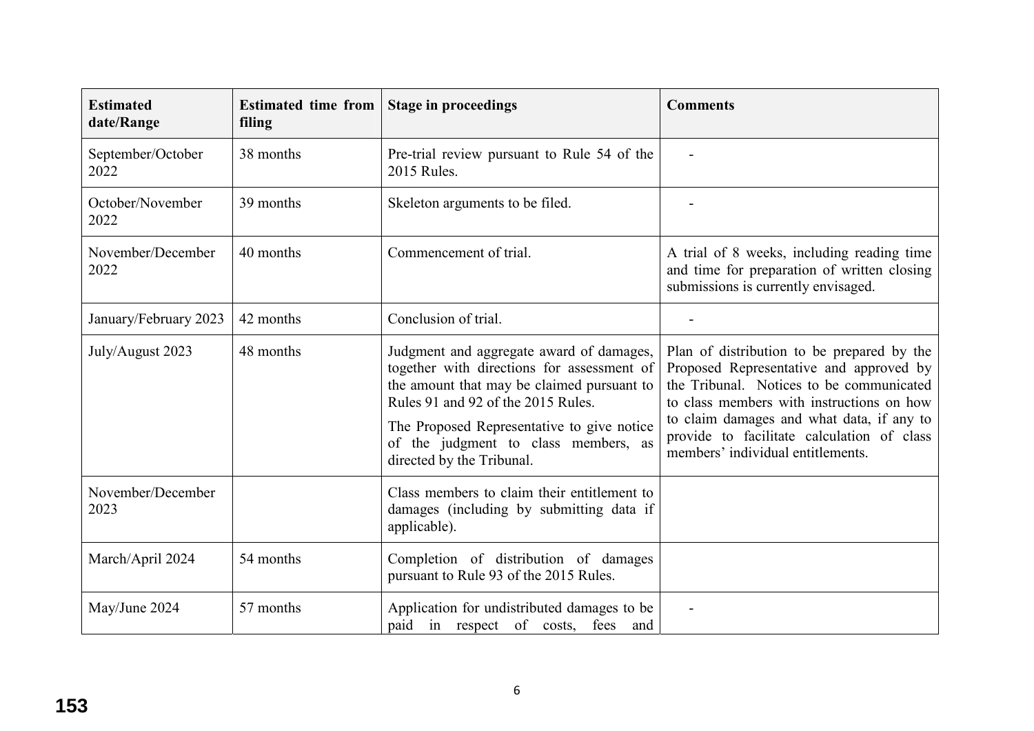| Estimated date/Range | Estimated time from filing | Stage in proceedings | Comments |
|---|---|---|---|
| September/October 2022 | 38 months | Pre-trial review pursuant to Rule 54 of the 2015 Rules. | - |
| October/November 2022 | 39 months | Skeleton arguments to be filed. | - |
| November/December 2022 | 40 months | Commencement of trial. | A trial of 8 weeks, including reading time and time for preparation of written closing submissions is currently envisaged. |
| January/February 2023 | 42 months | Conclusion of trial. | - |
| July/August 2023 | 48 months | Judgment and aggregate award of damages, together with directions for assessment of the amount that may be claimed pursuant to Rules 91 and 92 of the 2015 Rules. The Proposed Representative to give notice of the judgment to class members, as directed by the Tribunal. | Plan of distribution to be prepared by the Proposed Representative and approved by the Tribunal. Notices to be communicated to class members with instructions on how to claim damages and what data, if any to provide to facilitate calculation of class members' individual entitlements. |
| November/December 2023 | | Class members to claim their entitlement to damages (including by submitting data if applicable). | |
| March/April 2024 | 54 months | Completion of distribution of damages pursuant to Rule 93 of the 2015 Rules. | |
| May/June 2024 | 57 months | Application for undistributed damages to be paid in respect of costs, fees and | - |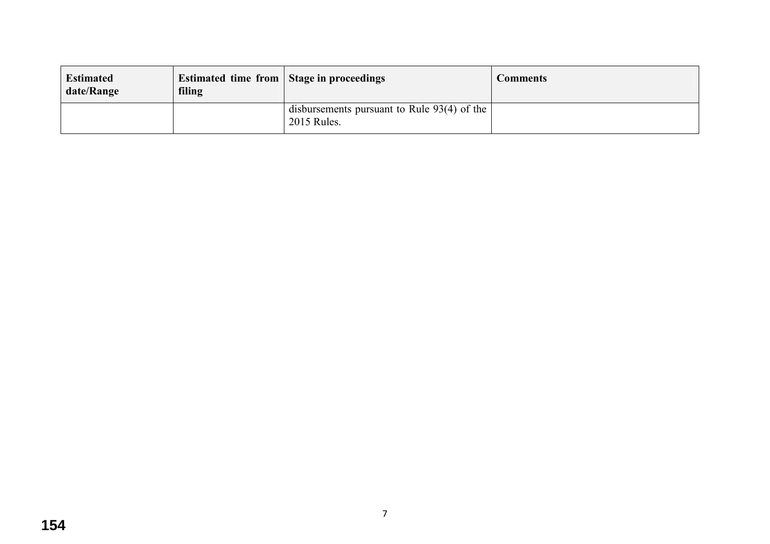| Estimated date/Range | Estimated time from filing | Stage in proceedings | Comments |
| --- | --- | --- | --- |
| | | disbursements pursuant to Rule 93(4) of the 2015 Rules. | |